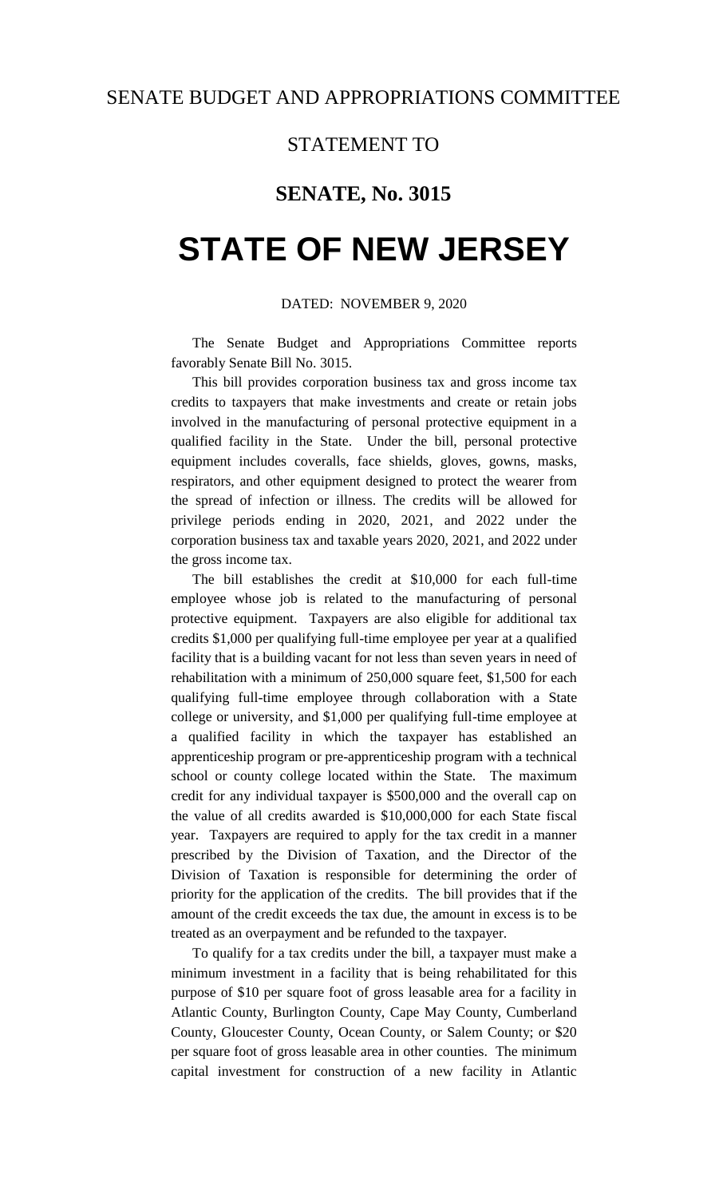# SENATE BUDGET AND APPROPRIATIONS COMMITTEE

## STATEMENT TO

## SENATE, No. 3015

# STATE OF NEW JERSEY

DATED: NOVEMBER 9, 2020

The Senate Budget and Appropriations Committee reports favorably Senate Bill No. 3015.

This bill provides corporation business tax and gross income tax credits to taxpayers that make investments and create or retain jobs involved in the manufacturing of personal protective equipment in a qualified facility in the State. Under the bill, personal protective equipment includes coveralls, face shields, gloves, gowns, masks, respirators, and other equipment designed to protect the wearer from the spread of infection or illness. The credits will be allowed for privilege periods ending in 2020, 2021, and 2022 under the corporation business tax and taxable years 2020, 2021, and 2022 under the gross income tax.

The bill establishes the credit at $10,000 for each full-time employee whose job is related to the manufacturing of personal protective equipment. Taxpayers are also eligible for additional tax credits $1,000 per qualifying full-time employee per year at a qualified facility that is a building vacant for not less than seven years in need of rehabilitation with a minimum of 250,000 square feet, $1,500 for each qualifying full-time employee through collaboration with a State college or university, and $1,000 per qualifying full-time employee at a qualified facility in which the taxpayer has established an apprenticeship program or pre-apprenticeship program with a technical school or county college located within the State. The maximum credit for any individual taxpayer is $500,000 and the overall cap on the value of all credits awarded is $10,000,000 for each State fiscal year. Taxpayers are required to apply for the tax credit in a manner prescribed by the Division of Taxation, and the Director of the Division of Taxation is responsible for determining the order of priority for the application of the credits. The bill provides that if the amount of the credit exceeds the tax due, the amount in excess is to be treated as an overpayment and be refunded to the taxpayer.

To qualify for a tax credits under the bill, a taxpayer must make a minimum investment in a facility that is being rehabilitated for this purpose of $10 per square foot of gross leasable area for a facility in Atlantic County, Burlington County, Cape May County, Cumberland County, Gloucester County, Ocean County, or Salem County; or $20 per square foot of gross leasable area in other counties. The minimum capital investment for construction of a new facility in Atlantic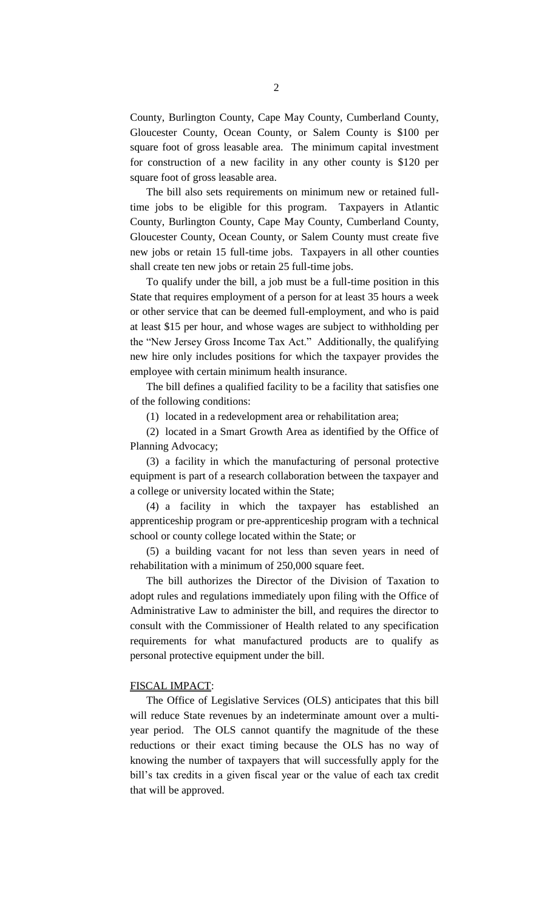County, Burlington County, Cape May County, Cumberland County, Gloucester County, Ocean County, or Salem County is $100 per square foot of gross leasable area. The minimum capital investment for construction of a new facility in any other county is $120 per square foot of gross leasable area.

The bill also sets requirements on minimum new or retained full-time jobs to be eligible for this program. Taxpayers in Atlantic County, Burlington County, Cape May County, Cumberland County, Gloucester County, Ocean County, or Salem County must create five new jobs or retain 15 full-time jobs. Taxpayers in all other counties shall create ten new jobs or retain 25 full-time jobs.

To qualify under the bill, a job must be a full-time position in this State that requires employment of a person for at least 35 hours a week or other service that can be deemed full-employment, and who is paid at least $15 per hour, and whose wages are subject to withholding per the "New Jersey Gross Income Tax Act." Additionally, the qualifying new hire only includes positions for which the taxpayer provides the employee with certain minimum health insurance.

The bill defines a qualified facility to be a facility that satisfies one of the following conditions:

(1) located in a redevelopment area or rehabilitation area;

(2) located in a Smart Growth Area as identified by the Office of Planning Advocacy;

(3) a facility in which the manufacturing of personal protective equipment is part of a research collaboration between the taxpayer and a college or university located within the State;

(4) a facility in which the taxpayer has established an apprenticeship program or pre-apprenticeship program with a technical school or county college located within the State; or

(5) a building vacant for not less than seven years in need of rehabilitation with a minimum of 250,000 square feet.

The bill authorizes the Director of the Division of Taxation to adopt rules and regulations immediately upon filing with the Office of Administrative Law to administer the bill, and requires the director to consult with the Commissioner of Health related to any specification requirements for what manufactured products are to qualify as personal protective equipment under the bill.

FISCAL IMPACT:

The Office of Legislative Services (OLS) anticipates that this bill will reduce State revenues by an indeterminate amount over a multi-year period. The OLS cannot quantify the magnitude of the these reductions or their exact timing because the OLS has no way of knowing the number of taxpayers that will successfully apply for the bill's tax credits in a given fiscal year or the value of each tax credit that will be approved.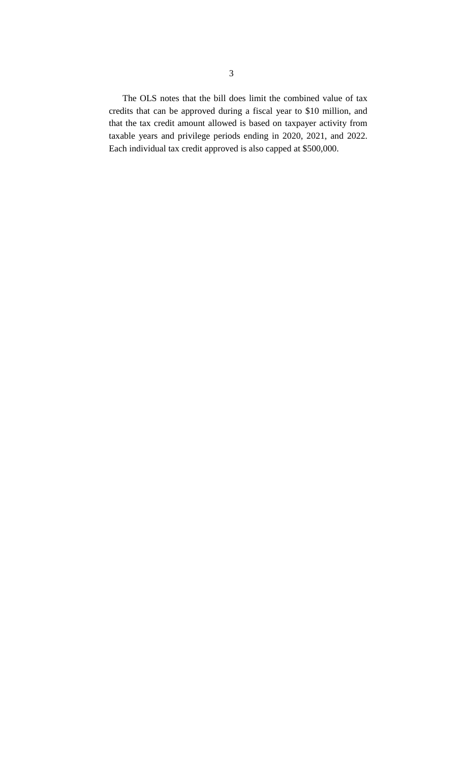The OLS notes that the bill does limit the combined value of tax credits that can be approved during a fiscal year to $10 million, and that the tax credit amount allowed is based on taxpayer activity from taxable years and privilege periods ending in 2020, 2021, and 2022. Each individual tax credit approved is also capped at $500,000.